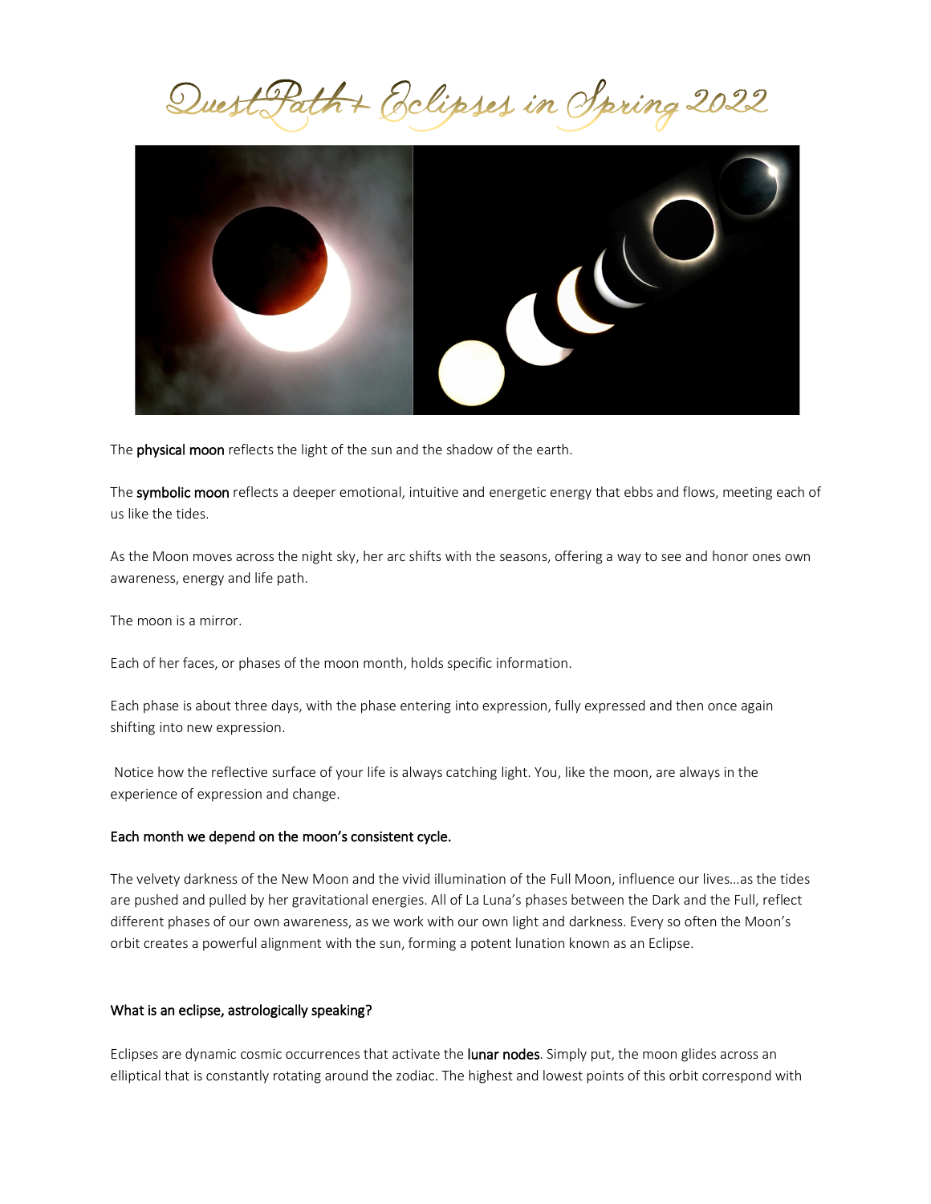# QuestPath+ Eclipses in Spring 2022

The **physical moon** reflects the light of the sun and the shadow of the earth.

The **symbolic moon** reflects a deeper emotional, intuitive and energetic energy that ebbs and flows, meeting each of us like the tides.

As the Moon moves across the night sky, her arc shifts with the seasons, offering a way to see and honor ones own awareness, energy and life path.

The moon is a mirror.

Each of her faces, or phases of the moon month, holds specific information.

Each phase is about three days, with the phase entering into expression, fully expressed and then once again shifting into new expression.

Notice how the reflective surface of your life is always catching light. You, like the moon, are always in the experience of expression and change.

**Each month we depend on the moon's consistent cycle.**

The velvety darkness of the New Moon and the vivid illumination of the Full Moon, influence our lives…as the tides are pushed and pulled by her gravitational energies. All of La Luna's phases between the Dark and the Full, reflect different phases of our own awareness, as we work with our own light and darkness. Every so often the Moon's orbit creates a powerful alignment with the sun, forming a potent lunation known as an Eclipse.

**What is an eclipse, astrologically speaking?**

Eclipses are dynamic cosmic occurrences that activate the **lunar nodes**. Simply put, the moon glides across an elliptical that is constantly rotating around the zodiac. The highest and lowest points of this orbit correspond with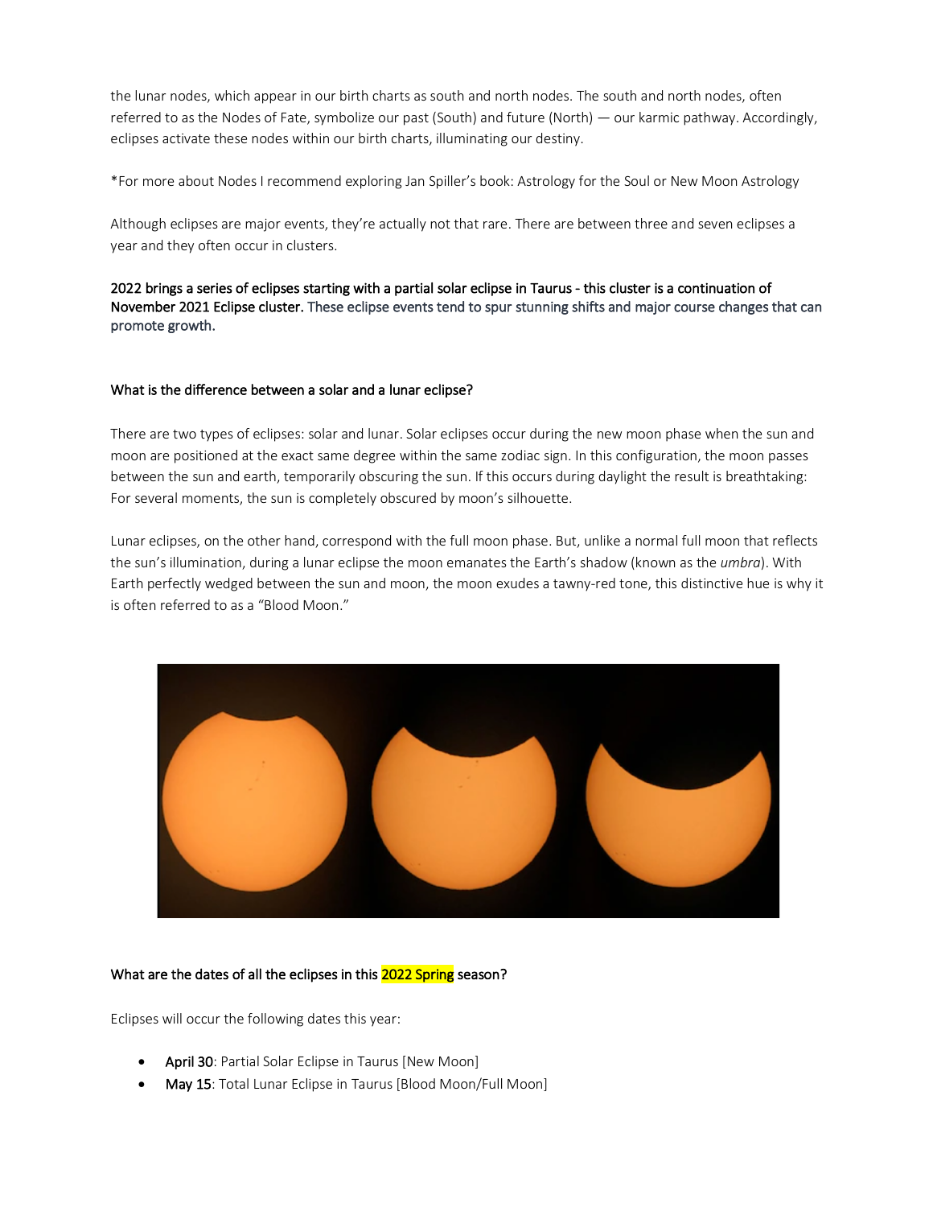the lunar nodes, which appear in our birth charts as south and north nodes. The south and north nodes, often referred to as the Nodes of Fate, symbolize our past (South) and future (North) — our karmic pathway. Accordingly, eclipses activate these nodes within our birth charts, illuminating our destiny.

*For more about Nodes I recommend exploring Jan Spiller's book: Astrology for the Soul or New Moon Astrology

Although eclipses are major events, they're actually not that rare. There are between three and seven eclipses a year and they often occur in clusters.

**2022 brings a series of eclipses starting with a partial solar eclipse in Taurus - this cluster is a continuation of November 2021 Eclipse cluster.** These eclipse events tend to spur stunning shifts and major course changes that can promote growth.

**What is the difference between a solar and a lunar eclipse?**

There are two types of eclipses: solar and lunar. Solar eclipses occur during the new moon phase when the sun and moon are positioned at the exact same degree within the same zodiac sign. In this configuration, the moon passes between the sun and earth, temporarily obscuring the sun. If this occurs during daylight the result is breathtaking: For several moments, the sun is completely obscured by moon's silhouette.

Lunar eclipses, on the other hand, correspond with the full moon phase. But, unlike a normal full moon that reflects the sun's illumination, during a lunar eclipse the moon emanates the Earth's shadow (known as the *umbra*). With Earth perfectly wedged between the sun and moon, the moon exudes a tawny-red tone, this distinctive hue is why it is often referred to as a "Blood Moon."

**What are the dates of all the eclipses in this 2022 Spring season?**

Eclipses will occur the following dates this year:

- **April 30**: Partial Solar Eclipse in Taurus [New Moon]
- **May 15**: Total Lunar Eclipse in Taurus [Blood Moon/Full Moon]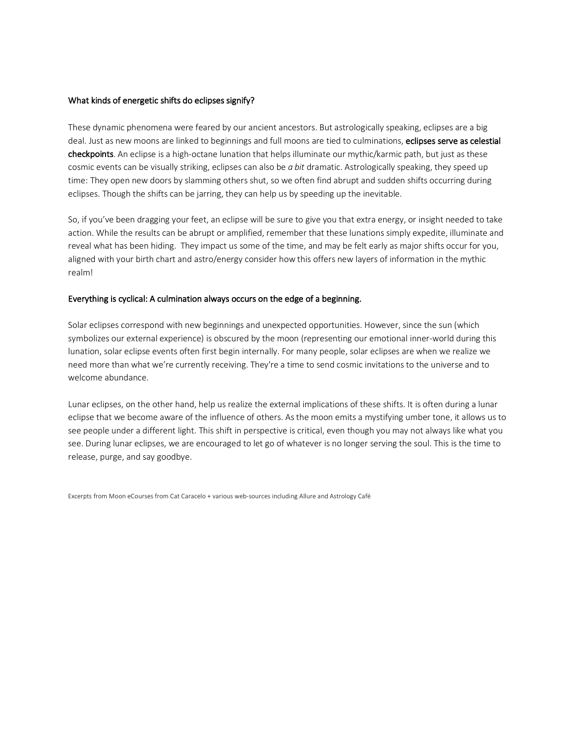**What kinds of energetic shifts do eclipses signify?**

These dynamic phenomena were feared by our ancient ancestors. But astrologically speaking, eclipses are a big deal. Just as new moons are linked to beginnings and full moons are tied to culminations, **eclipses serve as celestial checkpoints**. An eclipse is a high-octane lunation that helps illuminate our mythic/karmic path, but just as these cosmic events can be visually striking, eclipses can also be *a bit* dramatic. Astrologically speaking, they speed up time: They open new doors by slamming others shut, so we often find abrupt and sudden shifts occurring during eclipses. Though the shifts can be jarring, they can help us by speeding up the inevitable.

So, if you've been dragging your feet, an eclipse will be sure to give you that extra energy, or insight needed to take action. While the results can be abrupt or amplified, remember that these lunations simply expedite, illuminate and reveal what has been hiding. They impact us some of the time, and may be felt early as major shifts occur for you, aligned with your birth chart and astro/energy consider how this offers new layers of information in the mythic realm!

**Everything is cyclical: A culmination always occurs on the edge of a beginning.**

Solar eclipses correspond with new beginnings and unexpected opportunities. However, since the sun (which symbolizes our external experience) is obscured by the moon (representing our emotional inner-world during this lunation, solar eclipse events often first begin internally. For many people, solar eclipses are when we realize we need more than what we're currently receiving. They're a time to send cosmic invitations to the universe and to welcome abundance.

Lunar eclipses, on the other hand, help us realize the external implications of these shifts. It is often during a lunar eclipse that we become aware of the influence of others. As the moon emits a mystifying umber tone, it allows us to see people under a different light. This shift in perspective is critical, even though you may not always like what you see. During lunar eclipses, we are encouraged to let go of whatever is no longer serving the soul. This is the time to release, purge, and say goodbye.

Excerpts from Moon eCourses from Cat Caracelo + various web-sources including Allure and Astrology Café